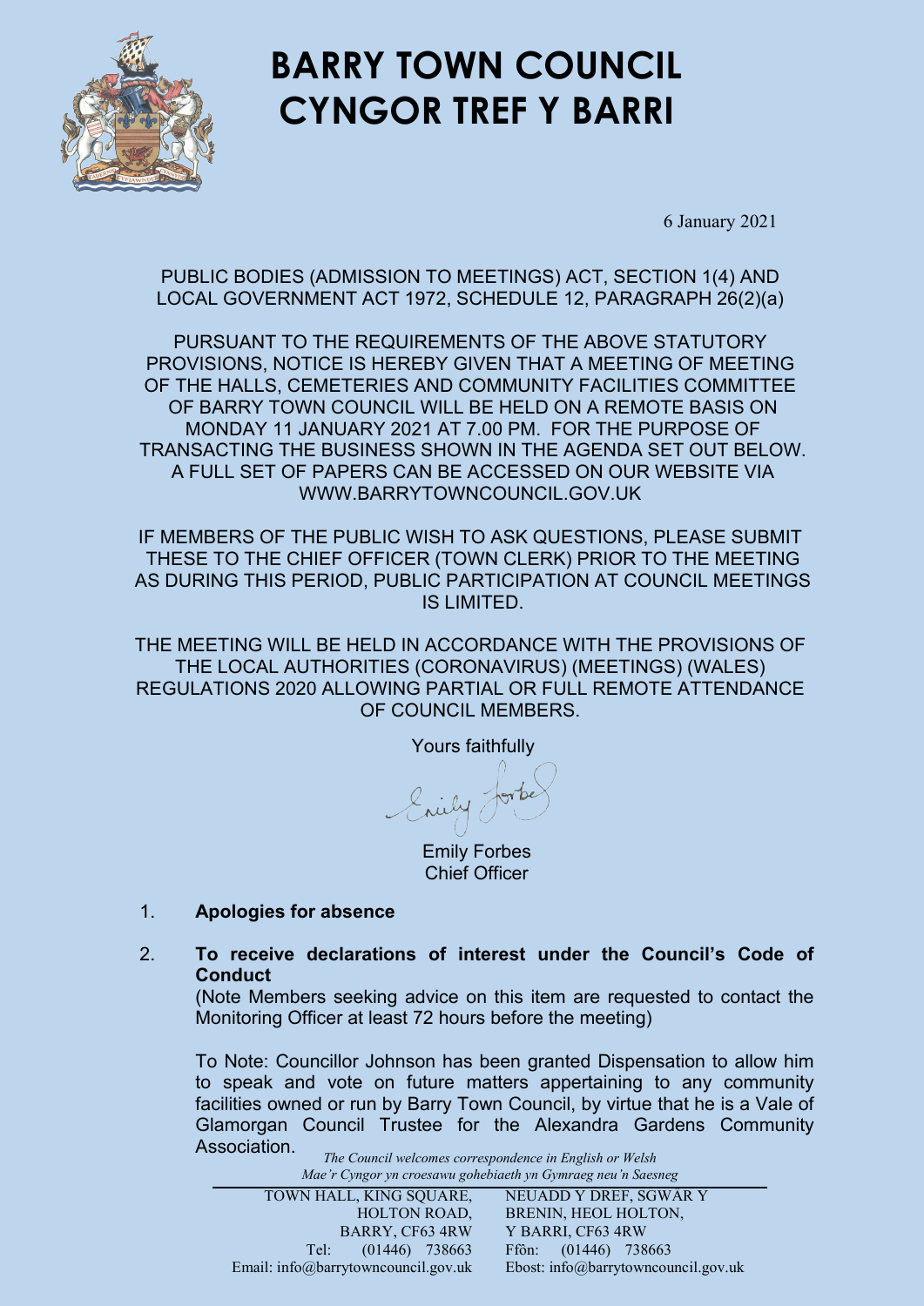# BARRY TOWN COUNCIL
# CYNGOR TREF Y BARRI

6 January 2021

PUBLIC BODIES (ADMISSION TO MEETINGS) ACT, SECTION 1(4) AND LOCAL GOVERNMENT ACT 1972, SCHEDULE 12, PARAGRAPH 26(2)(a)

PURSUANT TO THE REQUIREMENTS OF THE ABOVE STATUTORY PROVISIONS, NOTICE IS HEREBY GIVEN THAT A MEETING OF MEETING OF THE HALLS, CEMETERIES AND COMMUNITY FACILITIES COMMITTEE OF BARRY TOWN COUNCIL WILL BE HELD ON A REMOTE BASIS ON MONDAY 11 JANUARY 2021 AT 7.00 PM. FOR THE PURPOSE OF TRANSACTING THE BUSINESS SHOWN IN THE AGENDA SET OUT BELOW. A FULL SET OF PAPERS CAN BE ACCESSED ON OUR WEBSITE VIA WWW.BARRYTOWNCOUNCIL.GOV.UK

IF MEMBERS OF THE PUBLIC WISH TO ASK QUESTIONS, PLEASE SUBMIT THESE TO THE CHIEF OFFICER (TOWN CLERK) PRIOR TO THE MEETING AS DURING THIS PERIOD, PUBLIC PARTICIPATION AT COUNCIL MEETINGS IS LIMITED.

THE MEETING WILL BE HELD IN ACCORDANCE WITH THE PROVISIONS OF THE LOCAL AUTHORITIES (CORONAVIRUS) (MEETINGS) (WALES) REGULATIONS 2020 ALLOWING PARTIAL OR FULL REMOTE ATTENDANCE OF COUNCIL MEMBERS.

Yours faithfully

Emily Forbes
Chief Officer

1. **Apologies for absence**

2. **To receive declarations of interest under the Council's Code of Conduct**
   (Note Members seeking advice on this item are requested to contact the Monitoring Officer at least 72 hours before the meeting)

   To Note: Councillor Johnson has been granted Dispensation to allow him to speak and vote on future matters appertaining to any community facilities owned or run by Barry Town Council, by virtue that he is a Vale of Glamorgan Council Trustee for the Alexandra Gardens Community Association.

*The Council welcomes correspondence in English or Welsh*
*Mae'r Cyngor yn croesawu gohebiaeth yn Gymraeg neu'n Saesneg*

| | |
|---|---|
| TOWN HALL, KING SQUARE, HOLTON ROAD, BARRY, CF63 4RW | NEUADD Y DREF, SGWAR Y BRENIN, HEOL HOLTON, Y BARRI, CF63 4RW |
| Tel: (01446) 738663 | Ffôn: (01446) 738663 |
| Email: info@barrytowncouncil.gov.uk | Ebost: info@barrytowncouncil.gov.uk |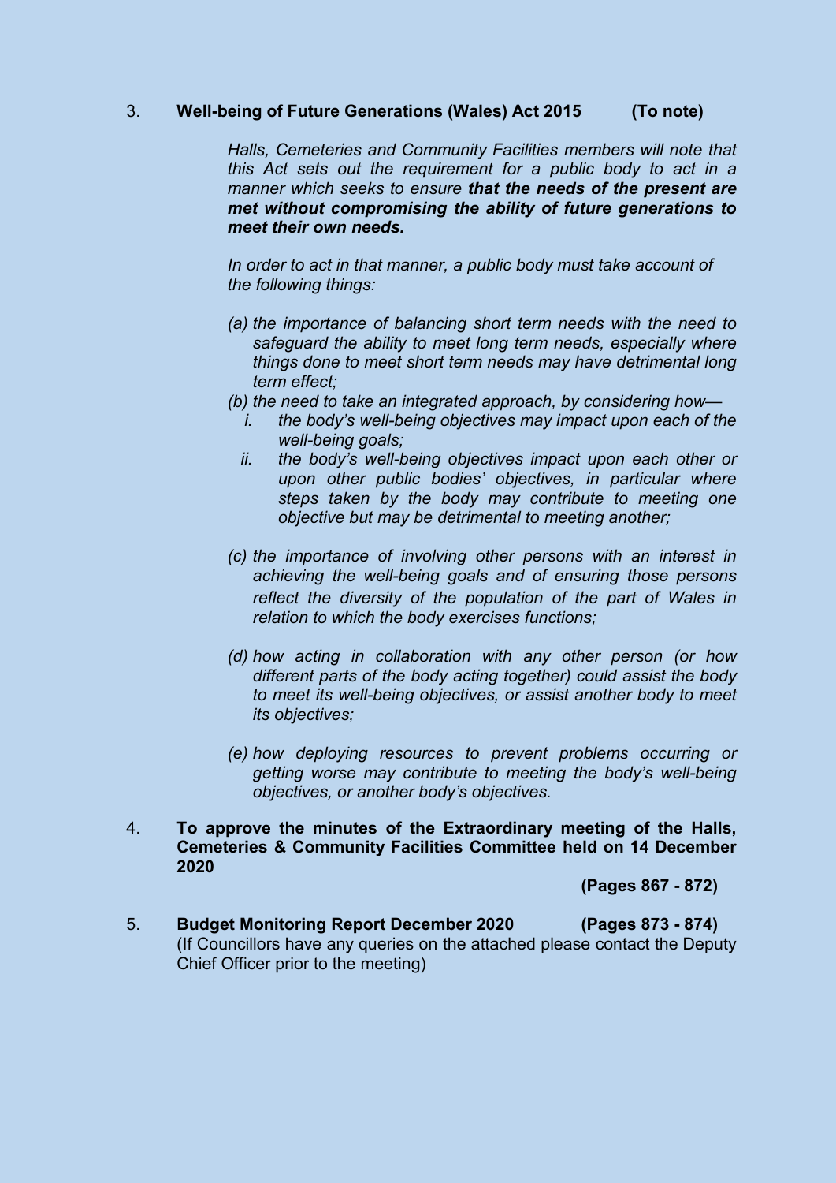3. **Well-being of Future Generations (Wales) Act 2015 (To note)**

*Halls, Cemeteries and Community Facilities members will note that this Act sets out the requirement for a public body to act in a manner which seeks to ensure **that the needs of the present are met without compromising the ability of future generations to meet their own needs.***

*In order to act in that manner, a public body must take account of the following things:*

*(a) the importance of balancing short term needs with the need to safeguard the ability to meet long term needs, especially where things done to meet short term needs may have detrimental long term effect;*

*(b) the need to take an integrated approach, by considering how—*

*i. the body's well-being objectives may impact upon each of the well-being goals;*

*ii. the body's well-being objectives impact upon each other or upon other public bodies' objectives, in particular where steps taken by the body may contribute to meeting one objective but may be detrimental to meeting another;*

*(c) the importance of involving other persons with an interest in achieving the well-being goals and of ensuring those persons reflect the diversity of the population of the part of Wales in relation to which the body exercises functions;*

*(d) how acting in collaboration with any other person (or how different parts of the body acting together) could assist the body to meet its well-being objectives, or assist another body to meet its objectives;*

*(e) how deploying resources to prevent problems occurring or getting worse may contribute to meeting the body's well-being objectives, or another body's objectives.*

4. **To approve the minutes of the Extraordinary meeting of the Halls, Cemeteries & Community Facilities Committee held on 14 December 2020**

**(Pages 867 - 872)**

5. **Budget Monitoring Report December 2020 (Pages 873 - 874)**
(If Councillors have any queries on the attached please contact the Deputy Chief Officer prior to the meeting)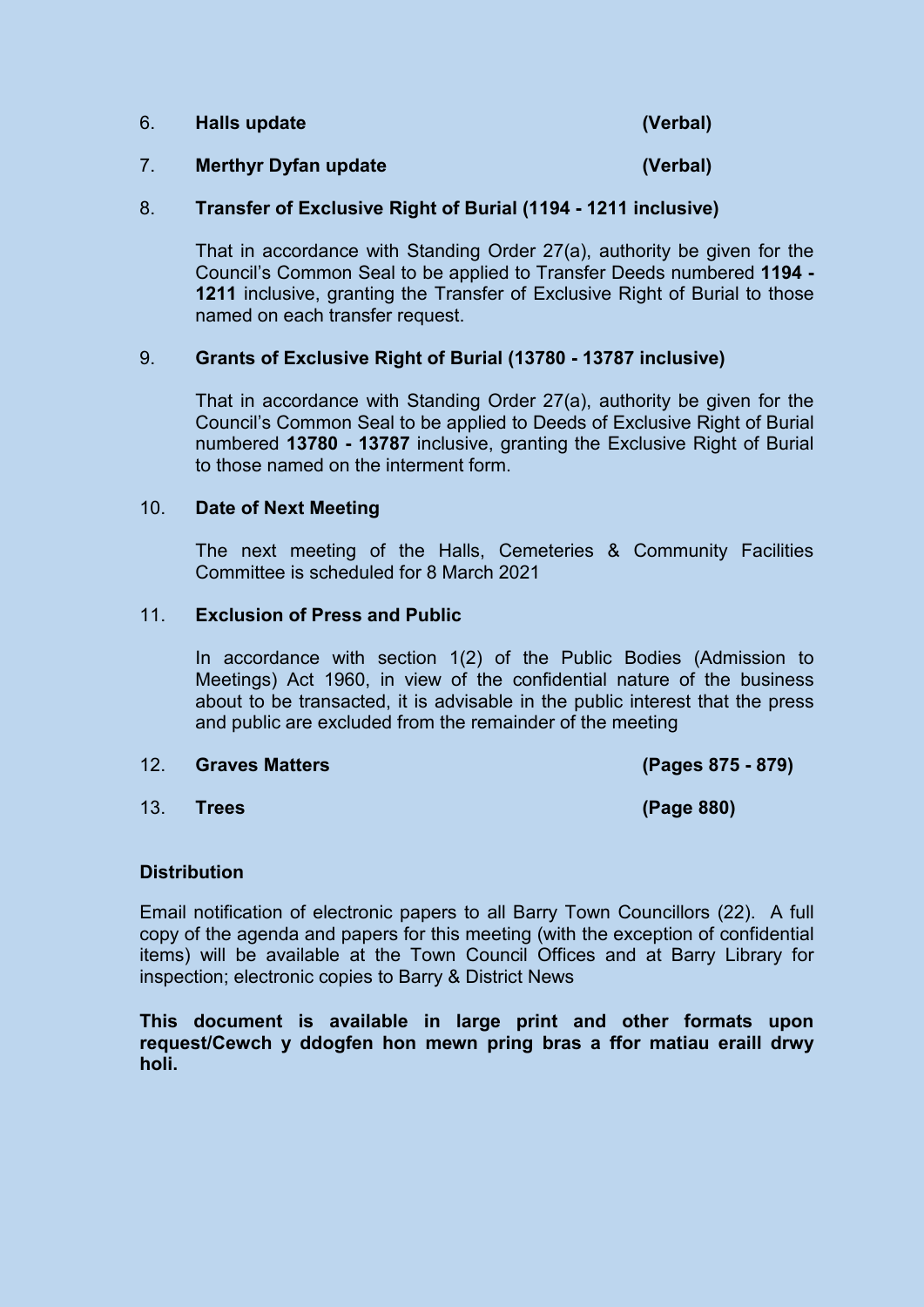6. **Halls update** **(Verbal)**

7. **Merthyr Dyfan update** **(Verbal)**

8. **Transfer of Exclusive Right of Burial (1194 - 1211 inclusive)**

   That in accordance with Standing Order 27(a), authority be given for the Council's Common Seal to be applied to Transfer Deeds numbered **1194 - 1211** inclusive, granting the Transfer of Exclusive Right of Burial to those named on each transfer request.

9. **Grants of Exclusive Right of Burial (13780 - 13787 inclusive)**

   That in accordance with Standing Order 27(a), authority be given for the Council's Common Seal to be applied to Deeds of Exclusive Right of Burial numbered **13780 - 13787** inclusive, granting the Exclusive Right of Burial to those named on the interment form.

10. **Date of Next Meeting**

    The next meeting of the Halls, Cemeteries & Community Facilities Committee is scheduled for 8 March 2021

11. **Exclusion of Press and Public**

    In accordance with section 1(2) of the Public Bodies (Admission to Meetings) Act 1960, in view of the confidential nature of the business about to be transacted, it is advisable in the public interest that the press and public are excluded from the remainder of the meeting

12. **Graves Matters** **(Pages 875 - 879)**

13. **Trees** **(Page 880)**

**Distribution**

Email notification of electronic papers to all Barry Town Councillors (22). A full copy of the agenda and papers for this meeting (with the exception of confidential items) will be available at the Town Council Offices and at Barry Library for inspection; electronic copies to Barry & District News

**This document is available in large print and other formats upon request/Cewch y ddogfen hon mewn pring bras a ffor matiau eraill drwy holi.**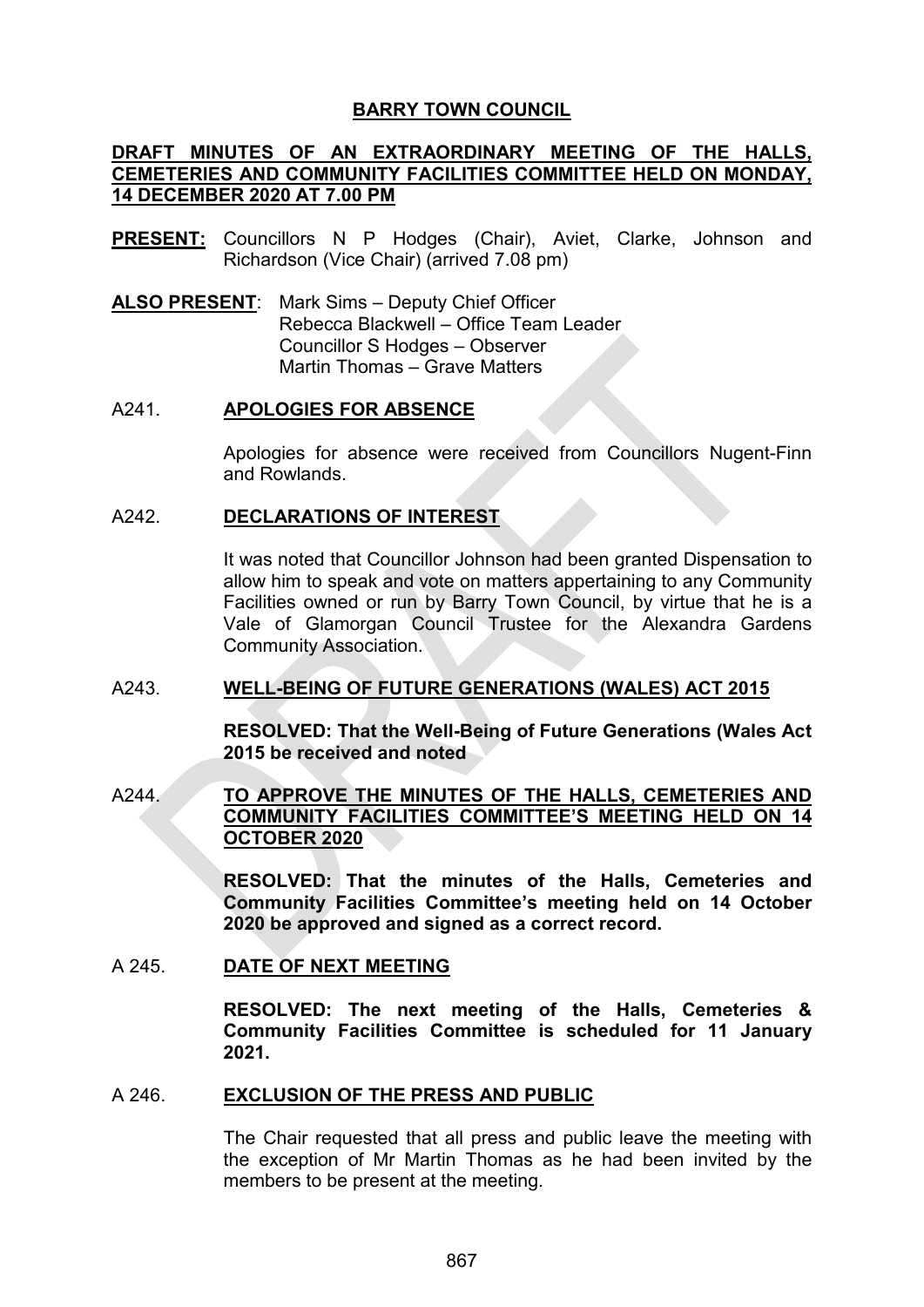**BARRY TOWN COUNCIL**

**DRAFT MINUTES OF AN EXTRAORDINARY MEETING OF THE HALLS, CEMETERIES AND COMMUNITY FACILITIES COMMITTEE HELD ON MONDAY, 14 DECEMBER 2020 AT 7.00 PM**

**PRESENT:** Councillors N P Hodges (Chair), Aviet, Clarke, Johnson and Richardson (Vice Chair) (arrived 7.08 pm)

**ALSO PRESENT**: Mark Sims – Deputy Chief Officer
Rebecca Blackwell – Office Team Leader
Councillor S Hodges – Observer
Martin Thomas – Grave Matters

A241. **APOLOGIES FOR ABSENCE**

Apologies for absence were received from Councillors Nugent-Finn and Rowlands.

A242. **DECLARATIONS OF INTEREST**

It was noted that Councillor Johnson had been granted Dispensation to allow him to speak and vote on matters appertaining to any Community Facilities owned or run by Barry Town Council, by virtue that he is a Vale of Glamorgan Council Trustee for the Alexandra Gardens Community Association.

A243. **WELL-BEING OF FUTURE GENERATIONS (WALES) ACT 2015**

**RESOLVED: That the Well-Being of Future Generations (Wales Act 2015 be received and noted**

A244. **TO APPROVE THE MINUTES OF THE HALLS, CEMETERIES AND COMMUNITY FACILITIES COMMITTEE'S MEETING HELD ON 14 OCTOBER 2020**

**RESOLVED: That the minutes of the Halls, Cemeteries and Community Facilities Committee's meeting held on 14 October 2020 be approved and signed as a correct record.**

A 245. **DATE OF NEXT MEETING**

**RESOLVED: The next meeting of the Halls, Cemeteries & Community Facilities Committee is scheduled for 11 January 2021.**

A 246. **EXCLUSION OF THE PRESS AND PUBLIC**

The Chair requested that all press and public leave the meeting with the exception of Mr Martin Thomas as he had been invited by the members to be present at the meeting.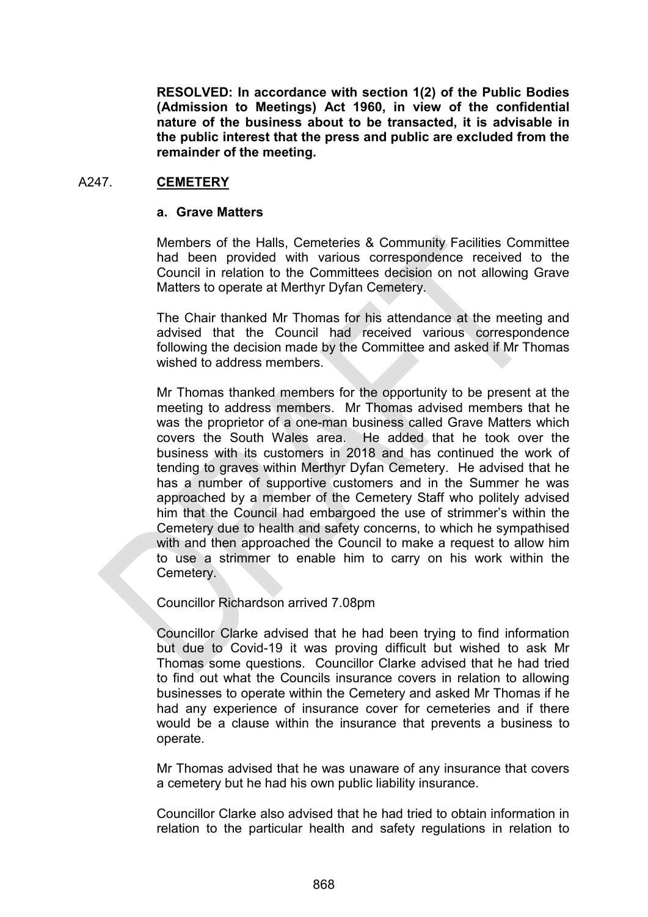**RESOLVED: In accordance with section 1(2) of the Public Bodies (Admission to Meetings) Act 1960, in view of the confidential nature of the business about to be transacted, it is advisable in the public interest that the press and public are excluded from the remainder of the meeting.**

A247. **CEMETERY**

**a. Grave Matters**

Members of the Halls, Cemeteries & Community Facilities Committee had been provided with various correspondence received to the Council in relation to the Committees decision on not allowing Grave Matters to operate at Merthyr Dyfan Cemetery.

The Chair thanked Mr Thomas for his attendance at the meeting and advised that the Council had received various correspondence following the decision made by the Committee and asked if Mr Thomas wished to address members.

Mr Thomas thanked members for the opportunity to be present at the meeting to address members. Mr Thomas advised members that he was the proprietor of a one-man business called Grave Matters which covers the South Wales area. He added that he took over the business with its customers in 2018 and has continued the work of tending to graves within Merthyr Dyfan Cemetery. He advised that he has a number of supportive customers and in the Summer he was approached by a member of the Cemetery Staff who politely advised him that the Council had embargoed the use of strimmer's within the Cemetery due to health and safety concerns, to which he sympathised with and then approached the Council to make a request to allow him to use a strimmer to enable him to carry on his work within the Cemetery.

Councillor Richardson arrived 7.08pm

Councillor Clarke advised that he had been trying to find information but due to Covid-19 it was proving difficult but wished to ask Mr Thomas some questions. Councillor Clarke advised that he had tried to find out what the Councils insurance covers in relation to allowing businesses to operate within the Cemetery and asked Mr Thomas if he had any experience of insurance cover for cemeteries and if there would be a clause within the insurance that prevents a business to operate.

Mr Thomas advised that he was unaware of any insurance that covers a cemetery but he had his own public liability insurance.

Councillor Clarke also advised that he had tried to obtain information in relation to the particular health and safety regulations in relation to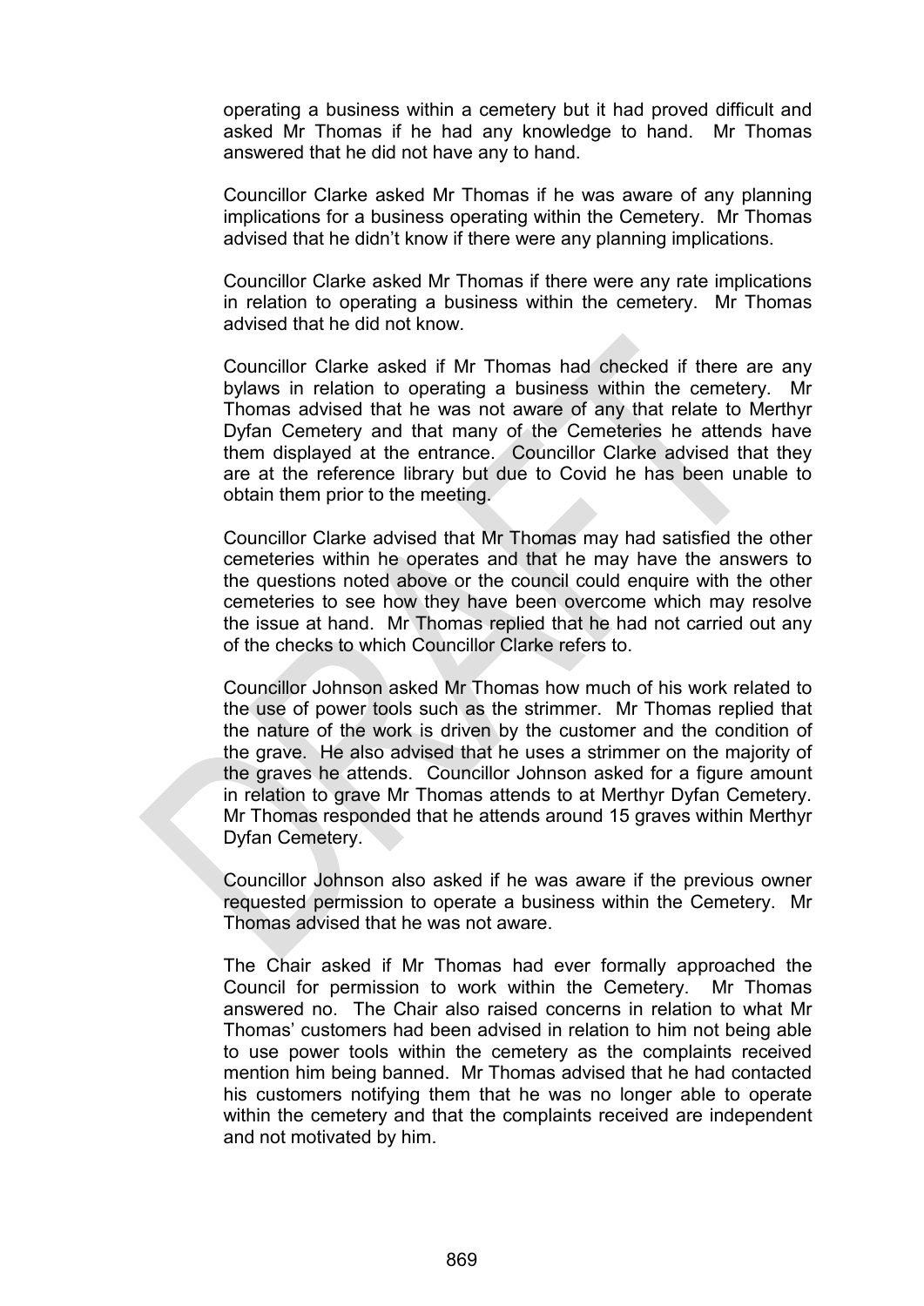operating a business within a cemetery but it had proved difficult and asked Mr Thomas if he had any knowledge to hand. Mr Thomas answered that he did not have any to hand.

Councillor Clarke asked Mr Thomas if he was aware of any planning implications for a business operating within the Cemetery. Mr Thomas advised that he didn't know if there were any planning implications.

Councillor Clarke asked Mr Thomas if there were any rate implications in relation to operating a business within the cemetery. Mr Thomas advised that he did not know.

Councillor Clarke asked if Mr Thomas had checked if there are any bylaws in relation to operating a business within the cemetery. Mr Thomas advised that he was not aware of any that relate to Merthyr Dyfan Cemetery and that many of the Cemeteries he attends have them displayed at the entrance. Councillor Clarke advised that they are at the reference library but due to Covid he has been unable to obtain them prior to the meeting.

Councillor Clarke advised that Mr Thomas may had satisfied the other cemeteries within he operates and that he may have the answers to the questions noted above or the council could enquire with the other cemeteries to see how they have been overcome which may resolve the issue at hand. Mr Thomas replied that he had not carried out any of the checks to which Councillor Clarke refers to.

Councillor Johnson asked Mr Thomas how much of his work related to the use of power tools such as the strimmer. Mr Thomas replied that the nature of the work is driven by the customer and the condition of the grave. He also advised that he uses a strimmer on the majority of the graves he attends. Councillor Johnson asked for a figure amount in relation to grave Mr Thomas attends to at Merthyr Dyfan Cemetery. Mr Thomas responded that he attends around 15 graves within Merthyr Dyfan Cemetery.

Councillor Johnson also asked if he was aware if the previous owner requested permission to operate a business within the Cemetery. Mr Thomas advised that he was not aware.

The Chair asked if Mr Thomas had ever formally approached the Council for permission to work within the Cemetery. Mr Thomas answered no. The Chair also raised concerns in relation to what Mr Thomas' customers had been advised in relation to him not being able to use power tools within the cemetery as the complaints received mention him being banned. Mr Thomas advised that he had contacted his customers notifying them that he was no longer able to operate within the cemetery and that the complaints received are independent and not motivated by him.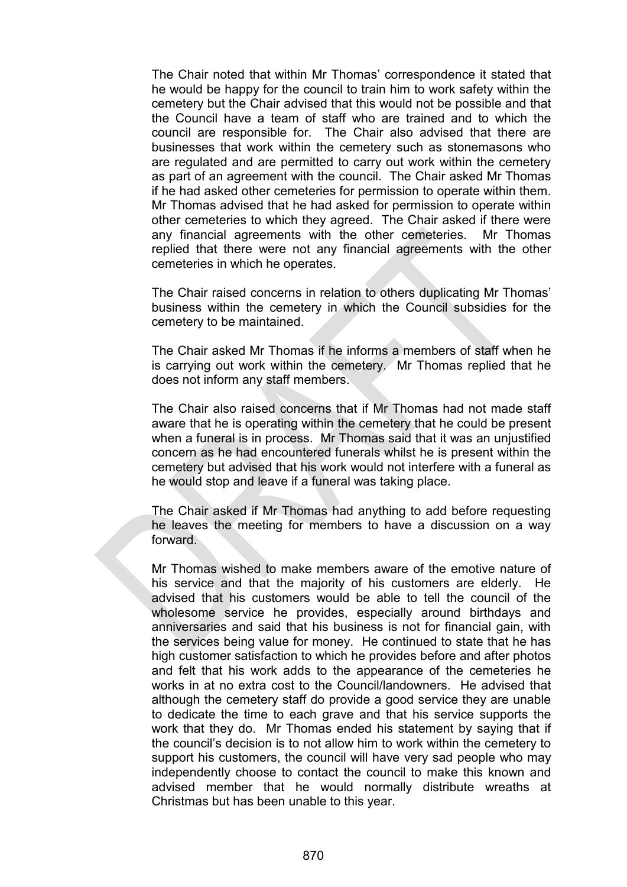The Chair noted that within Mr Thomas' correspondence it stated that he would be happy for the council to train him to work safety within the cemetery but the Chair advised that this would not be possible and that the Council have a team of staff who are trained and to which the council are responsible for. The Chair also advised that there are businesses that work within the cemetery such as stonemasons who are regulated and are permitted to carry out work within the cemetery as part of an agreement with the council. The Chair asked Mr Thomas if he had asked other cemeteries for permission to operate within them. Mr Thomas advised that he had asked for permission to operate within other cemeteries to which they agreed. The Chair asked if there were any financial agreements with the other cemeteries. Mr Thomas replied that there were not any financial agreements with the other cemeteries in which he operates.

The Chair raised concerns in relation to others duplicating Mr Thomas' business within the cemetery in which the Council subsidies for the cemetery to be maintained.

The Chair asked Mr Thomas if he informs a members of staff when he is carrying out work within the cemetery. Mr Thomas replied that he does not inform any staff members.

The Chair also raised concerns that if Mr Thomas had not made staff aware that he is operating within the cemetery that he could be present when a funeral is in process. Mr Thomas said that it was an unjustified concern as he had encountered funerals whilst he is present within the cemetery but advised that his work would not interfere with a funeral as he would stop and leave if a funeral was taking place.

The Chair asked if Mr Thomas had anything to add before requesting he leaves the meeting for members to have a discussion on a way forward.

Mr Thomas wished to make members aware of the emotive nature of his service and that the majority of his customers are elderly. He advised that his customers would be able to tell the council of the wholesome service he provides, especially around birthdays and anniversaries and said that his business is not for financial gain, with the services being value for money. He continued to state that he has high customer satisfaction to which he provides before and after photos and felt that his work adds to the appearance of the cemeteries he works in at no extra cost to the Council/landowners. He advised that although the cemetery staff do provide a good service they are unable to dedicate the time to each grave and that his service supports the work that they do. Mr Thomas ended his statement by saying that if the council's decision is to not allow him to work within the cemetery to support his customers, the council will have very sad people who may independently choose to contact the council to make this known and advised member that he would normally distribute wreaths at Christmas but has been unable to this year.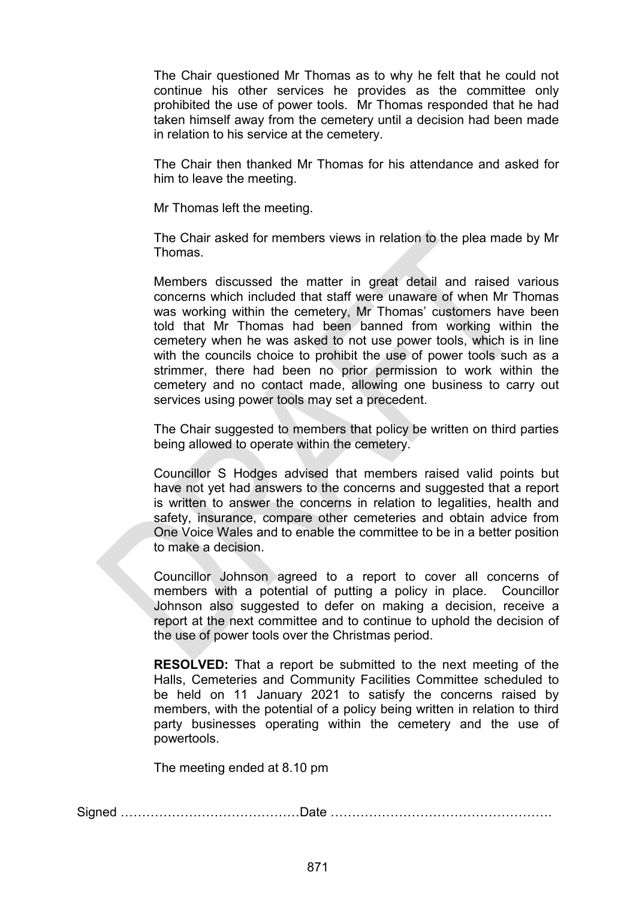The Chair questioned Mr Thomas as to why he felt that he could not continue his other services he provides as the committee only prohibited the use of power tools. Mr Thomas responded that he had taken himself away from the cemetery until a decision had been made in relation to his service at the cemetery.

The Chair then thanked Mr Thomas for his attendance and asked for him to leave the meeting.

Mr Thomas left the meeting.

The Chair asked for members views in relation to the plea made by Mr Thomas.

Members discussed the matter in great detail and raised various concerns which included that staff were unaware of when Mr Thomas was working within the cemetery, Mr Thomas' customers have been told that Mr Thomas had been banned from working within the cemetery when he was asked to not use power tools, which is in line with the councils choice to prohibit the use of power tools such as a strimmer, there had been no prior permission to work within the cemetery and no contact made, allowing one business to carry out services using power tools may set a precedent.

The Chair suggested to members that policy be written on third parties being allowed to operate within the cemetery.

Councillor S Hodges advised that members raised valid points but have not yet had answers to the concerns and suggested that a report is written to answer the concerns in relation to legalities, health and safety, insurance, compare other cemeteries and obtain advice from One Voice Wales and to enable the committee to be in a better position to make a decision.

Councillor Johnson agreed to a report to cover all concerns of members with a potential of putting a policy in place. Councillor Johnson also suggested to defer on making a decision, receive a report at the next committee and to continue to uphold the decision of the use of power tools over the Christmas period.

**RESOLVED:** That a report be submitted to the next meeting of the Halls, Cemeteries and Community Facilities Committee scheduled to be held on 11 January 2021 to satisfy the concerns raised by members, with the potential of a policy being written in relation to third party businesses operating within the cemetery and the use of powertools.

The meeting ended at 8.10 pm

Signed ……………………………………Date …………………………………………….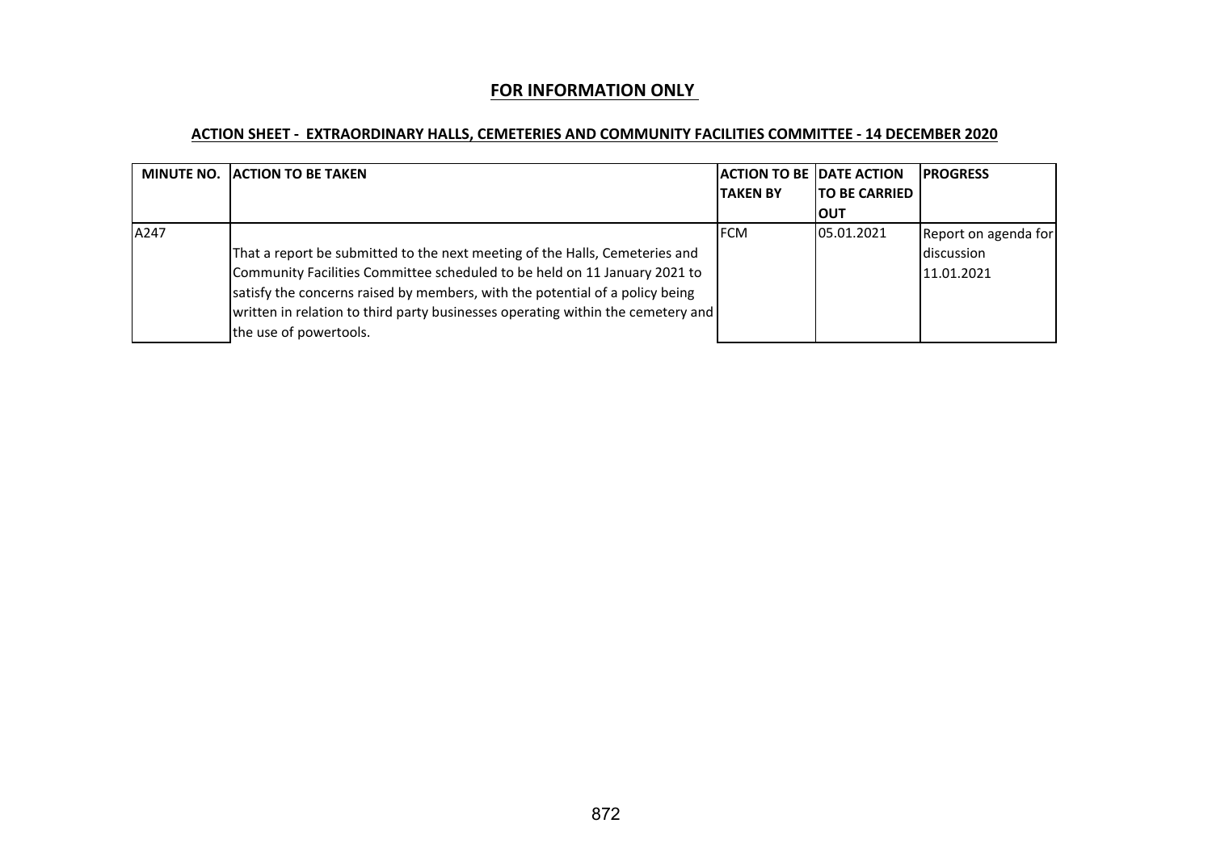**FOR INFORMATION ONLY**

**ACTION SHEET - EXTRAORDINARY HALLS, CEMETERIES AND COMMUNITY FACILITIES COMMITTEE - 14 DECEMBER 2020**

| MINUTE NO. | ACTION TO BE TAKEN | ACTION TO BE TAKEN BY | DATE ACTION TO BE CARRIED OUT | PROGRESS |
|---|---|---|---|---|
| A247 | That a report be submitted to the next meeting of the Halls, Cemeteries and Community Facilities Committee scheduled to be held on 11 January 2021 to satisfy the concerns raised by members, with the potential of a policy being written in relation to third party businesses operating within the cemetery and the use of powertools. | FCM | 05.01.2021 | Report on agenda for discussion 11.01.2021 |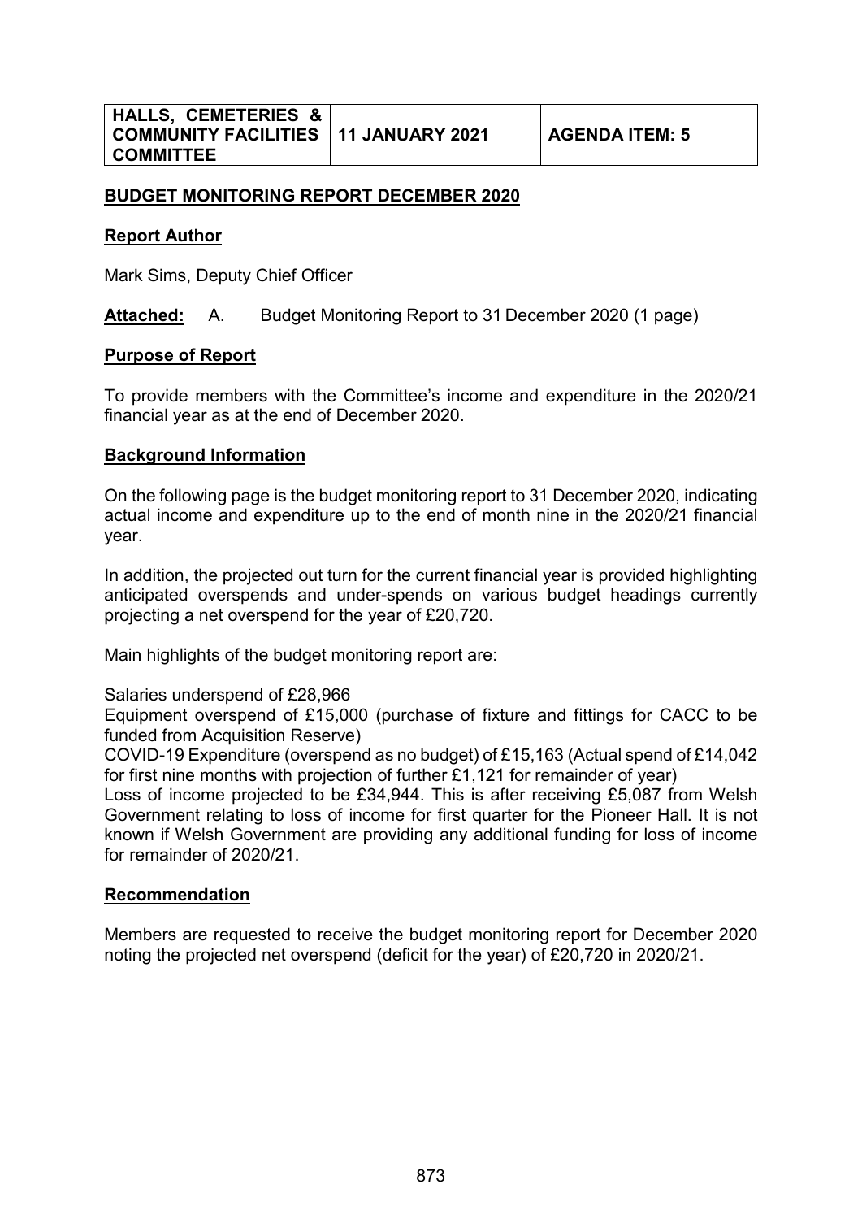| HALLS, CEMETERIES & COMMUNITY FACILITIES COMMITTEE | 11 JANUARY 2021 | AGENDA ITEM: 5 |
|---|---|---|

## BUDGET MONITORING REPORT DECEMBER 2020

**Report Author**

Mark Sims, Deputy Chief Officer

**Attached:** A. Budget Monitoring Report to 31 December 2020 (1 page)

**Purpose of Report**

To provide members with the Committee's income and expenditure in the 2020/21 financial year as at the end of December 2020.

**Background Information**

On the following page is the budget monitoring report to 31 December 2020, indicating actual income and expenditure up to the end of month nine in the 2020/21 financial year.

In addition, the projected out turn for the current financial year is provided highlighting anticipated overspends and under-spends on various budget headings currently projecting a net overspend for the year of £20,720.

Main highlights of the budget monitoring report are:

Salaries underspend of £28,966

Equipment overspend of £15,000 (purchase of fixture and fittings for CACC to be funded from Acquisition Reserve)

COVID-19 Expenditure (overspend as no budget) of £15,163 (Actual spend of £14,042 for first nine months with projection of further £1,121 for remainder of year)

Loss of income projected to be £34,944. This is after receiving £5,087 from Welsh Government relating to loss of income for first quarter for the Pioneer Hall. It is not known if Welsh Government are providing any additional funding for loss of income for remainder of 2020/21.

**Recommendation**

Members are requested to receive the budget monitoring report for December 2020 noting the projected net overspend (deficit for the year) of £20,720 in 2020/21.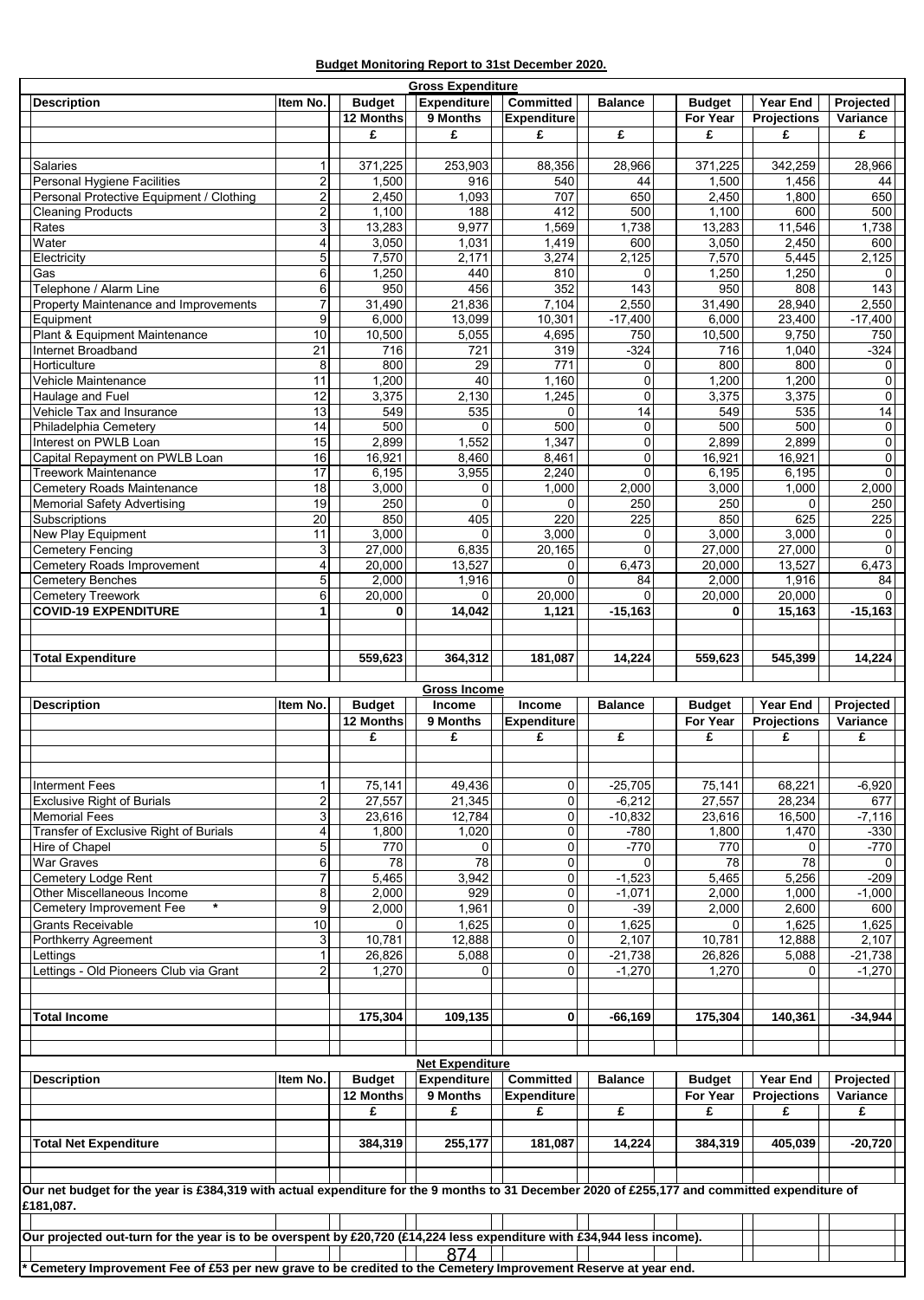**Budget Monitoring Report to 31st December 2020.**

**Gross Expenditure**

| Description | Item No. | Budget 12 Months £ | Expenditure 9 Months £ | Committed Expenditure £ | Balance £ | Budget For Year £ | Year End Projections £ | Projected Variance £ |
|---|---|---|---|---|---|---|---|---|
| Salaries | 1 | 371,225 | 253,903 | 88,356 | 28,966 | 371,225 | 342,259 | 28,966 |
| Personal Hygiene Facilities | 2 | 1,500 | 916 | 540 | 44 | 1,500 | 1,456 | 44 |
| Personal Protective Equipment / Clothing | 2 | 2,450 | 1,093 | 707 | 650 | 2,450 | 1,800 | 650 |
| Cleaning Products | 2 | 1,100 | 188 | 412 | 500 | 1,100 | 600 | 500 |
| Rates | 3 | 13,283 | 9,977 | 1,569 | 1,738 | 13,283 | 11,546 | 1,738 |
| Water | 4 | 3,050 | 1,031 | 1,419 | 600 | 3,050 | 2,450 | 600 |
| Electricity | 5 | 7,570 | 2,171 | 3,274 | 2,125 | 7,570 | 5,445 | 2,125 |
| Gas | 6 | 1,250 | 440 | 810 | 0 | 1,250 | 1,250 | 0 |
| Telephone / Alarm Line | 6 | 950 | 456 | 352 | 143 | 950 | 808 | 143 |
| Property Maintenance and Improvements | 7 | 31,490 | 21,836 | 7,104 | 2,550 | 31,490 | 28,940 | 2,550 |
| Equipment | 9 | 6,000 | 13,099 | 10,301 | -17,400 | 6,000 | 23,400 | -17,400 |
| Plant & Equipment Maintenance | 10 | 10,500 | 5,055 | 4,695 | 750 | 10,500 | 9,750 | 750 |
| Internet Broadband | 21 | 716 | 721 | 319 | -324 | 716 | 1,040 | -324 |
| Horticulture | 8 | 800 | 29 | 771 | 0 | 800 | 800 | 0 |
| Vehicle Maintenance | 11 | 1,200 | 40 | 1,160 | 0 | 1,200 | 1,200 | 0 |
| Haulage and Fuel | 12 | 3,375 | 2,130 | 1,245 | 0 | 3,375 | 3,375 | 0 |
| Vehicle Tax and Insurance | 13 | 549 | 535 | 0 | 14 | 549 | 535 | 14 |
| Philadelphia Cemetery | 14 | 500 | 0 | 500 | 0 | 500 | 500 | 0 |
| Interest on PWLB Loan | 15 | 2,899 | 1,552 | 1,347 | 0 | 2,899 | 2,899 | 0 |
| Capital Repayment on PWLB Loan | 16 | 16,921 | 8,460 | 8,461 | 0 | 16,921 | 16,921 | 0 |
| Treework Maintenance | 17 | 6,195 | 3,955 | 2,240 | 0 | 6,195 | 6,195 | 0 |
| Cemetery Roads Maintenance | 18 | 3,000 | 0 | 1,000 | 2,000 | 3,000 | 1,000 | 2,000 |
| Memorial Safety Advertising | 19 | 250 | 0 | 0 | 250 | 250 | 0 | 250 |
| Subscriptions | 20 | 850 | 405 | 220 | 225 | 850 | 625 | 225 |
| New Play Equipment | 11 | 3,000 | 0 | 3,000 | 0 | 3,000 | 3,000 | 0 |
| Cemetery Fencing | 3 | 27,000 | 6,835 | 20,165 | 0 | 27,000 | 27,000 | 0 |
| Cemetery Roads Improvement | 4 | 20,000 | 13,527 | 0 | 6,473 | 20,000 | 13,527 | 6,473 |
| Cemetery Benches | 5 | 2,000 | 1,916 | 0 | 84 | 2,000 | 1,916 | 84 |
| Cemetery Treework | 6 | 20,000 | 0 | 20,000 | 0 | 20,000 | 20,000 | 0 |
| **COVID-19 EXPENDITURE** | **1** | **0** | **14,042** | **1,121** | **-15,163** | **0** | **15,163** | **-15,163** |
| **Total Expenditure** | | **559,623** | **364,312** | **181,087** | **14,224** | **559,623** | **545,399** | **14,224** |

**Gross Income**

| Description | Item No. | Budget 12 Months £ | Income 9 Months £ | Income Expenditure £ | Balance £ | Budget For Year £ | Year End Projections £ | Projected Variance £ |
|---|---|---|---|---|---|---|---|---|
| Interment Fees | 1 | 75,141 | 49,436 | 0 | -25,705 | 75,141 | 68,221 | -6,920 |
| Exclusive Right of Burials | 2 | 27,557 | 21,345 | 0 | -6,212 | 27,557 | 28,234 | 677 |
| Memorial Fees | 3 | 23,616 | 12,784 | 0 | -10,832 | 23,616 | 16,500 | -7,116 |
| Transfer of Exclusive Right of Burials | 4 | 1,800 | 1,020 | 0 | -780 | 1,800 | 1,470 | -330 |
| Hire of Chapel | 5 | 770 | 0 | 0 | -770 | 770 | 0 | -770 |
| War Graves | 6 | 78 | 78 | 0 | 0 | 78 | 78 | 0 |
| Cemetery Lodge Rent | 7 | 5,465 | 3,942 | 0 | -1,523 | 5,465 | 5,256 | -209 |
| Other Miscellaneous Income | 8 | 2,000 | 929 | 0 | -1,071 | 2,000 | 1,000 | -1,000 |
| Cemetery Improvement Fee * | 9 | 2,000 | 1,961 | 0 | -39 | 2,000 | 2,600 | 600 |
| Grants Receivable | 10 | 0 | 1,625 | 0 | 1,625 | 0 | 1,625 | 1,625 |
| Porthkerry Agreement | 3 | 10,781 | 12,888 | 0 | 2,107 | 10,781 | 12,888 | 2,107 |
| Lettings | 1 | 26,826 | 5,088 | 0 | -21,738 | 26,826 | 5,088 | -21,738 |
| Lettings - Old Pioneers Club via Grant | 2 | 1,270 | 0 | 0 | -1,270 | 1,270 | 0 | -1,270 |
| **Total Income** | | **175,304** | **109,135** | **0** | **-66,169** | **175,304** | **140,361** | **-34,944** |

**Net Expenditure**

| Description | Item No. | Budget 12 Months £ | Expenditure 9 Months £ | Committed Expenditure £ | Balance £ | Budget For Year £ | Year End Projections £ | Projected Variance £ |
|---|---|---|---|---|---|---|---|---|
| **Total Net Expenditure** | | **384,319** | **255,177** | **181,087** | **14,224** | **384,319** | **405,039** | **-20,720** |

**Our net budget for the year is £384,319 with actual expenditure for the 9 months to 31 December 2020 of £255,177 and committed expenditure of £181,087.**

**Our projected out-turn for the year is to be overspent by £20,720 (£14,224 less expenditure with £34,944 less income).**

**\* Cemetery Improvement Fee of £53 per new grave to be credited to the Cemetery Improvement Reserve at year end.**